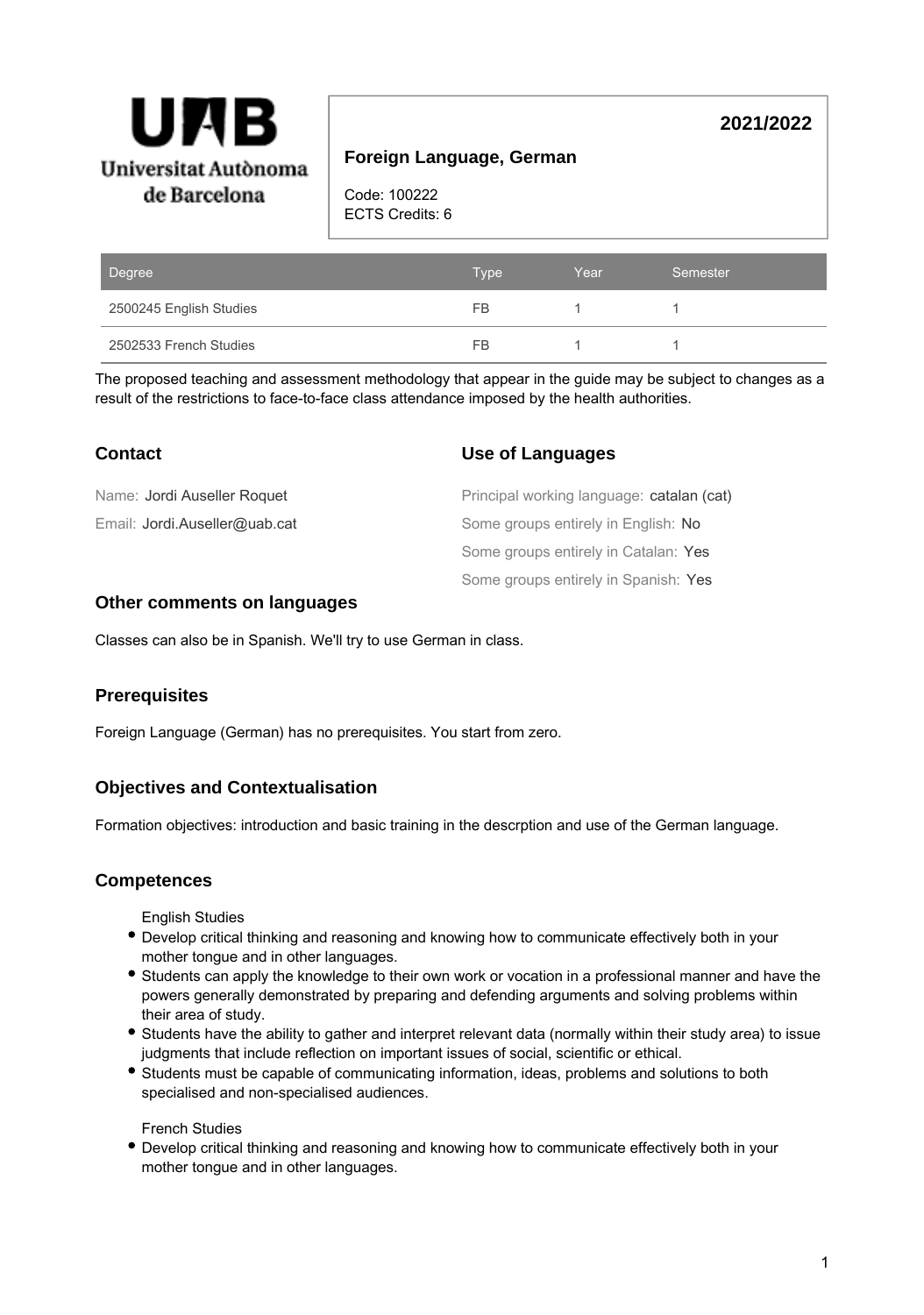UAB Universitat Autònoma de Barcelona

# Foreign Language, German

**2021/2022**

Code: 100222
ECTS Credits: 6

| Degree | Type | Year | Semester |
|---|---|---|---|
| 2500245 English Studies | FB | 1 | 1 |
| 2502533 French Studies | FB | 1 | 1 |

The proposed teaching and assessment methodology that appear in the guide may be subject to changes as a result of the restrictions to face-to-face class attendance imposed by the health authorities.

## Contact

Name: Jordi Auseller Roquet

Email: Jordi.Auseller@uab.cat

## Use of Languages

Principal working language: catalan (cat)

Some groups entirely in English: No

Some groups entirely in Catalan: Yes

Some groups entirely in Spanish: Yes

## Other comments on languages

Classes can also be in Spanish. We'll try to use German in class.

## Prerequisites

Foreign Language (German) has no prerequisites. You start from zero.

## Objectives and Contextualisation

Formation objectives: introduction and basic training in the descrption and use of the German language.

## Competences

English Studies

- Develop critical thinking and reasoning and knowing how to communicate effectively both in your mother tongue and in other languages.
- Students can apply the knowledge to their own work or vocation in a professional manner and have the powers generally demonstrated by preparing and defending arguments and solving problems within their area of study.
- Students have the ability to gather and interpret relevant data (normally within their study area) to issue judgments that include reflection on important issues of social, scientific or ethical.
- Students must be capable of communicating information, ideas, problems and solutions to both specialised and non-specialised audiences.

French Studies

- Develop critical thinking and reasoning and knowing how to communicate effectively both in your mother tongue and in other languages.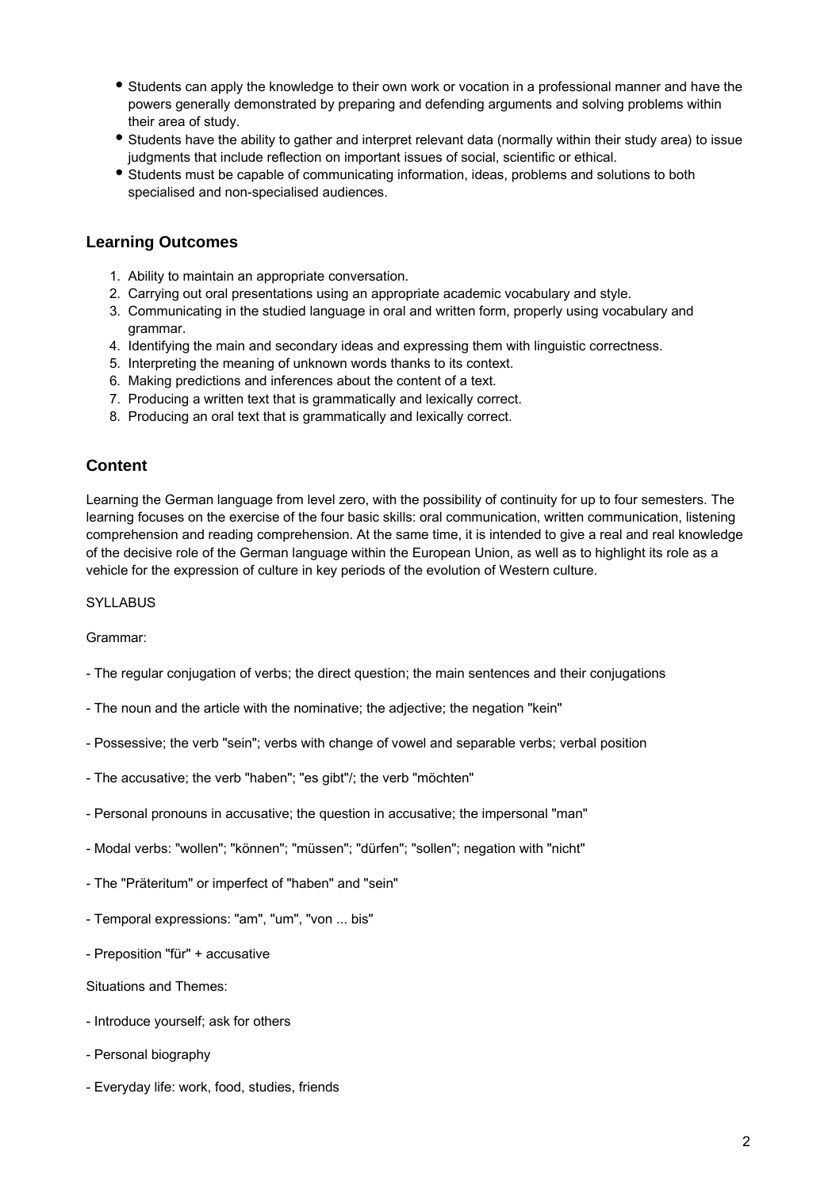- Students can apply the knowledge to their own work or vocation in a professional manner and have the powers generally demonstrated by preparing and defending arguments and solving problems within their area of study.
- Students have the ability to gather and interpret relevant data (normally within their study area) to issue judgments that include reflection on important issues of social, scientific or ethical.
- Students must be capable of communicating information, ideas, problems and solutions to both specialised and non-specialised audiences.

## Learning Outcomes

1. Ability to maintain an appropriate conversation.
2. Carrying out oral presentations using an appropriate academic vocabulary and style.
3. Communicating in the studied language in oral and written form, properly using vocabulary and grammar.
4. Identifying the main and secondary ideas and expressing them with linguistic correctness.
5. Interpreting the meaning of unknown words thanks to its context.
6. Making predictions and inferences about the content of a text.
7. Producing a written text that is grammatically and lexically correct.
8. Producing an oral text that is grammatically and lexically correct.

## Content

Learning the German language from level zero, with the possibility of continuity for up to four semesters. The learning focuses on the exercise of the four basic skills: oral communication, written communication, listening comprehension and reading comprehension. At the same time, it is intended to give a real and real knowledge of the decisive role of the German language within the European Union, as well as to highlight its role as a vehicle for the expression of culture in key periods of the evolution of Western culture.

SYLLABUS

Grammar:

- The regular conjugation of verbs; the direct question; the main sentences and their conjugations
- The noun and the article with the nominative; the adjective; the negation "kein"
- Possessive; the verb "sein"; verbs with change of vowel and separable verbs; verbal position
- The accusative; the verb "haben"; "es gibt"/; the verb "möchten"
- Personal pronouns in accusative; the question in accusative; the impersonal "man"
- Modal verbs: "wollen"; "können"; "müssen"; "dürfen"; "sollen"; negation with "nicht"
- The "Präteritum" or imperfect of "haben" and "sein"
- Temporal expressions: "am", "um", "von ... bis"
- Preposition "für" + accusative

Situations and Themes:

- Introduce yourself; ask for others
- Personal biography
- Everyday life: work, food, studies, friends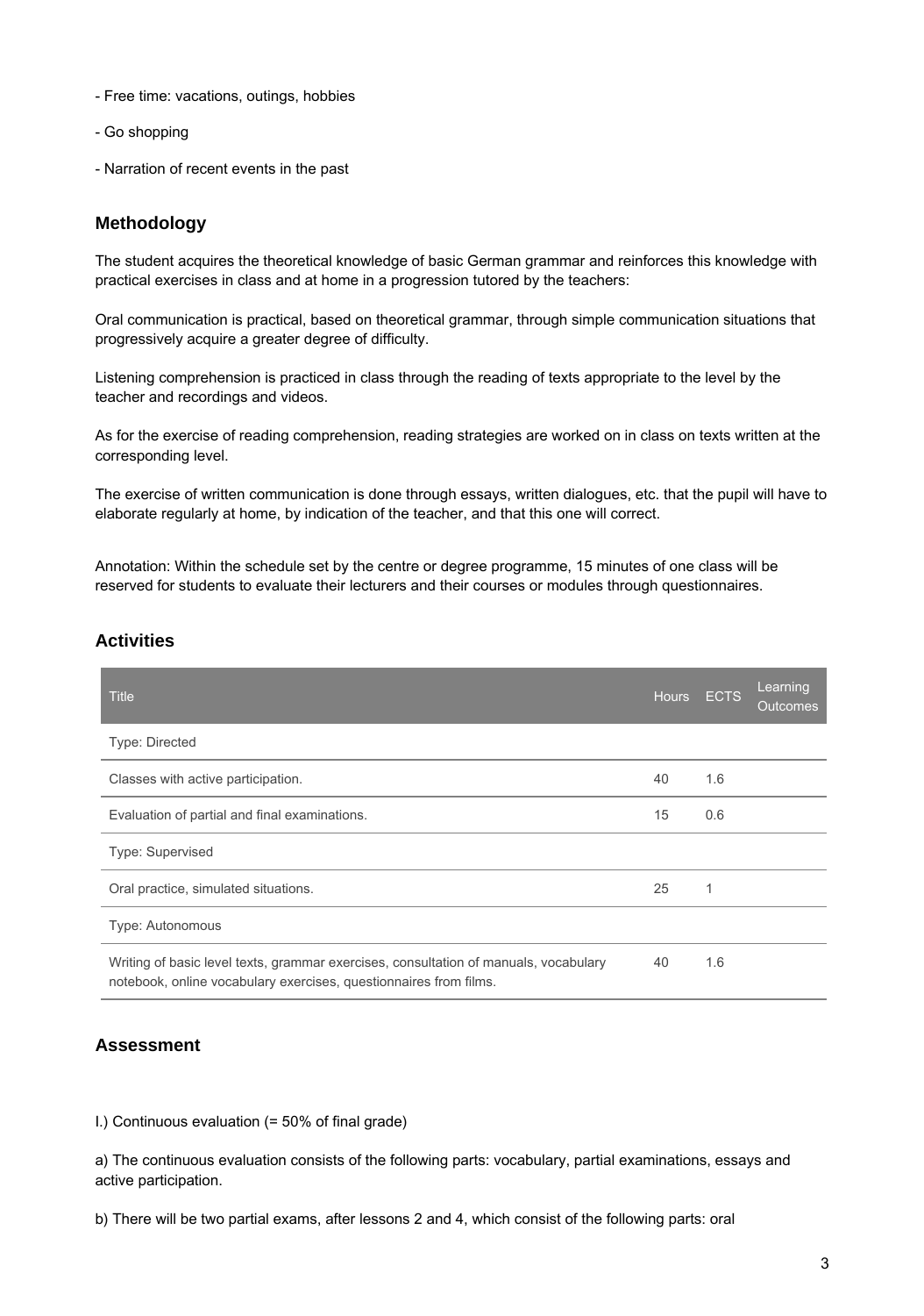- Free time: vacations, outings, hobbies

- Go shopping

- Narration of recent events in the past

## Methodology

The student acquires the theoretical knowledge of basic German grammar and reinforces this knowledge with practical exercises in class and at home in a progression tutored by the teachers:

Oral communication is practical, based on theoretical grammar, through simple communication situations that progressively acquire a greater degree of difficulty.

Listening comprehension is practiced in class through the reading of texts appropriate to the level by the teacher and recordings and videos.

As for the exercise of reading comprehension, reading strategies are worked on in class on texts written at the corresponding level.

The exercise of written communication is done through essays, written dialogues, etc. that the pupil will have to elaborate regularly at home, by indication of the teacher, and that this one will correct.

Annotation: Within the schedule set by the centre or degree programme, 15 minutes of one class will be reserved for students to evaluate their lecturers and their courses or modules through questionnaires.

## Activities

| Title | Hours | ECTS | Learning Outcomes |
|---|---|---|---|
| Type: Directed | | | |
| Classes with active participation. | 40 | 1.6 | |
| Evaluation of partial and final examinations. | 15 | 0.6 | |
| Type: Supervised | | | |
| Oral practice, simulated situations. | 25 | 1 | |
| Type: Autonomous | | | |
| Writing of basic level texts, grammar exercises, consultation of manuals, vocabulary notebook, online vocabulary exercises, questionnaires from films. | 40 | 1.6 | |

## Assessment

I.) Continuous evaluation (= 50% of final grade)

a) The continuous evaluation consists of the following parts: vocabulary, partial examinations, essays and active participation.

b) There will be two partial exams, after lessons 2 and 4, which consist of the following parts: oral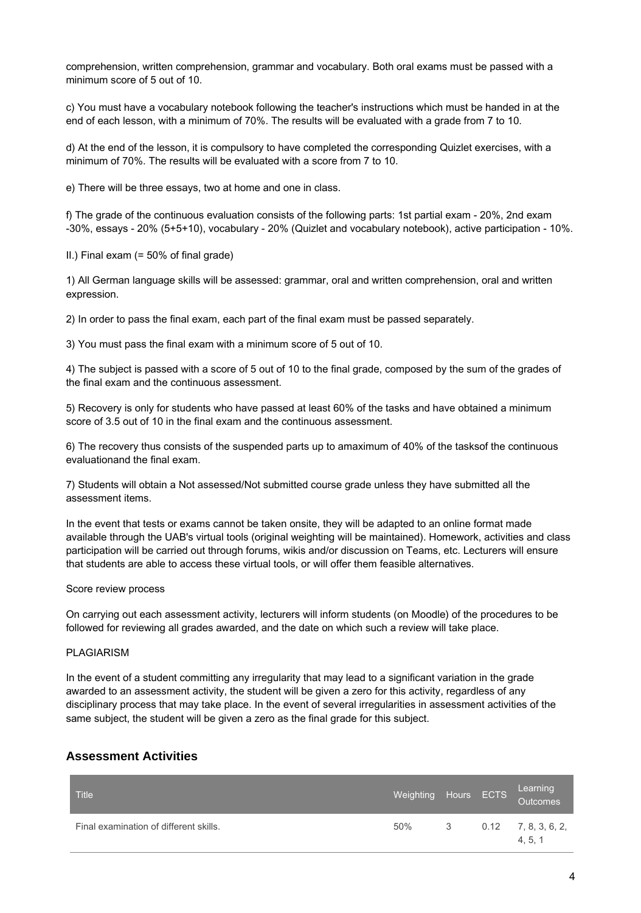comprehension, written comprehension, grammar and vocabulary. Both oral exams must be passed with a minimum score of 5 out of 10.

c) You must have a vocabulary notebook following the teacher's instructions which must be handed in at the end of each lesson, with a minimum of 70%. The results will be evaluated with a grade from 7 to 10.

d) At the end of the lesson, it is compulsory to have completed the corresponding Quizlet exercises, with a minimum of 70%. The results will be evaluated with a score from 7 to 10.

e) There will be three essays, two at home and one in class.

f) The grade of the continuous evaluation consists of the following parts: 1st partial exam - 20%, 2nd exam -30%, essays - 20% (5+5+10), vocabulary - 20% (Quizlet and vocabulary notebook), active participation - 10%.

II.) Final exam (= 50% of final grade)

1) All German language skills will be assessed: grammar, oral and written comprehension, oral and written expression.

2) In order to pass the final exam, each part of the final exam must be passed separately.

3) You must pass the final exam with a minimum score of 5 out of 10.

4) The subject is passed with a score of 5 out of 10 to the final grade, composed by the sum of the grades of the final exam and the continuous assessment.

5) Recovery is only for students who have passed at least 60% of the tasks and have obtained a minimum score of 3.5 out of 10 in the final exam and the continuous assessment.

6) The recovery thus consists of the suspended parts up to amaximum of 40% of the tasksof the continuous evaluationand the final exam.

7) Students will obtain a Not assessed/Not submitted course grade unless they have submitted all the assessment items.

In the event that tests or exams cannot be taken onsite, they will be adapted to an online format made available through the UAB's virtual tools (original weighting will be maintained). Homework, activities and class participation will be carried out through forums, wikis and/or discussion on Teams, etc. Lecturers will ensure that students are able to access these virtual tools, or will offer them feasible alternatives.

Score review process

On carrying out each assessment activity, lecturers will inform students (on Moodle) of the procedures to be followed for reviewing all grades awarded, and the date on which such a review will take place.

PLAGIARISM

In the event of a student committing any irregularity that may lead to a significant variation in the grade awarded to an assessment activity, the student will be given a zero for this activity, regardless of any disciplinary process that may take place. In the event of several irregularities in assessment activities of the same subject, the student will be given a zero as the final grade for this subject.

## Assessment Activities

| Title | Weighting | Hours | ECTS | Learning Outcomes |
|---|---|---|---|---|
| Final examination of different skills. | 50% | 3 | 0.12 | 7, 8, 3, 6, 2, 4, 5, 1 |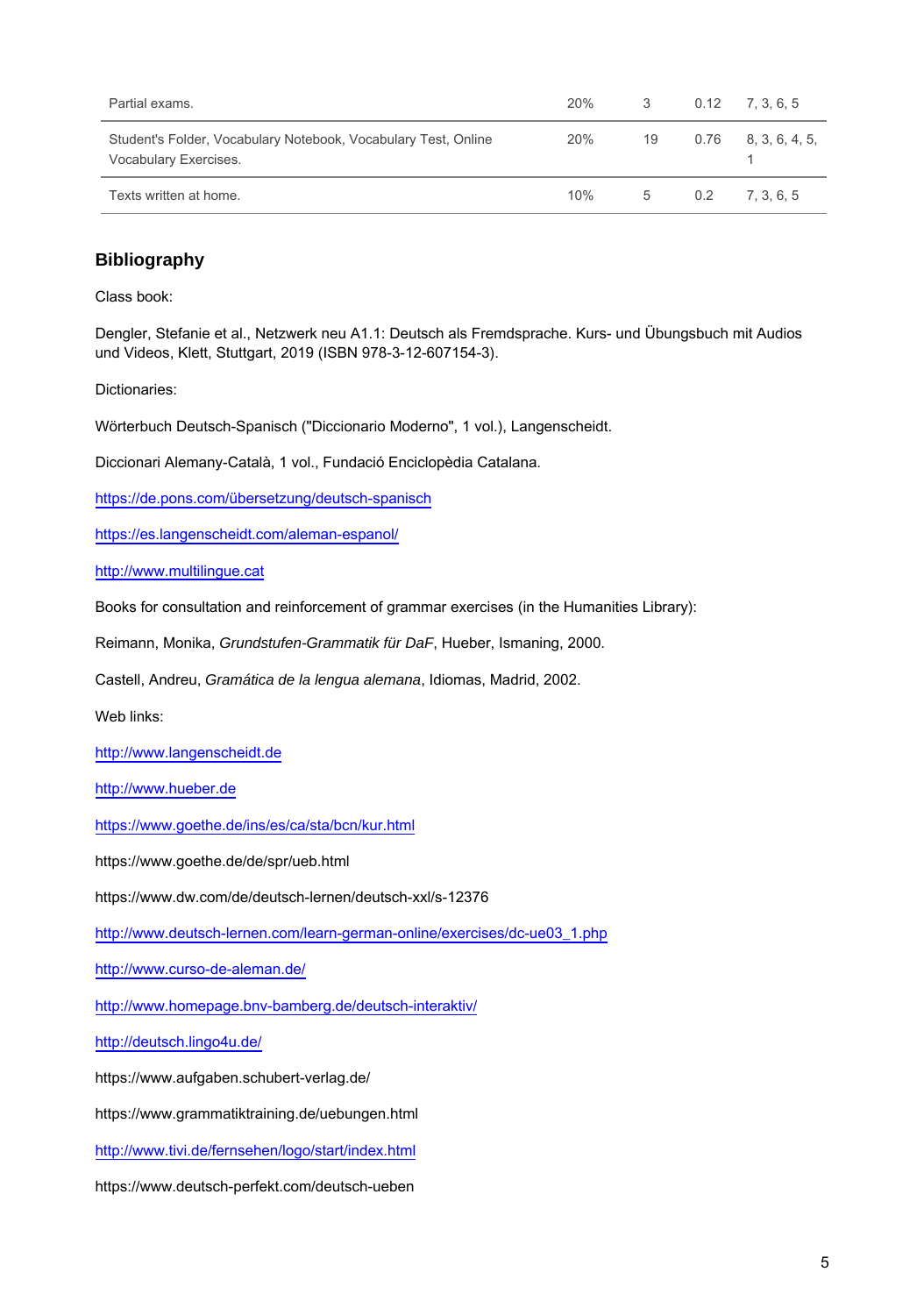| | | | | |
|---|---|---|---|---|
| Partial exams. | 20% | 3 | 0.12 | 7, 3, 6, 5 |
| Student's Folder, Vocabulary Notebook, Vocabulary Test, Online Vocabulary Exercises. | 20% | 19 | 0.76 | 8, 3, 6, 4, 5, 1 |
| Texts written at home. | 10% | 5 | 0.2 | 7, 3, 6, 5 |

## Bibliography

Class book:

Dengler, Stefanie et al., Netzwerk neu A1.1: Deutsch als Fremdsprache. Kurs- und Übungsbuch mit Audios und Videos, Klett, Stuttgart, 2019 (ISBN 978-3-12-607154-3).

Dictionaries:

Wörterbuch Deutsch-Spanisch ("Diccionario Moderno", 1 vol.), Langenscheidt.

Diccionari Alemany-Català, 1 vol., Fundació Enciclopèdia Catalana.

https://de.pons.com/übersetzung/deutsch-spanisch

https://es.langenscheidt.com/aleman-espanol/

http://www.multilingue.cat

Books for consultation and reinforcement of grammar exercises (in the Humanities Library):

Reimann, Monika, *Grundstufen-Grammatik für DaF*, Hueber, Ismaning, 2000.

Castell, Andreu, *Gramática de la lengua alemana*, Idiomas, Madrid, 2002.

Web links:

http://www.langenscheidt.de

http://www.hueber.de

https://www.goethe.de/ins/es/ca/sta/bcn/kur.html

https://www.goethe.de/de/spr/ueb.html

https://www.dw.com/de/deutsch-lernen/deutsch-xxl/s-12376

http://www.deutsch-lernen.com/learn-german-online/exercises/dc-ue03_1.php

http://www.curso-de-aleman.de/

http://www.homepage.bnv-bamberg.de/deutsch-interaktiv/

http://deutsch.lingo4u.de/

https://www.aufgaben.schubert-verlag.de/

https://www.grammatiktraining.de/uebungen.html

http://www.tivi.de/fernsehen/logo/start/index.html

https://www.deutsch-perfekt.com/deutsch-ueben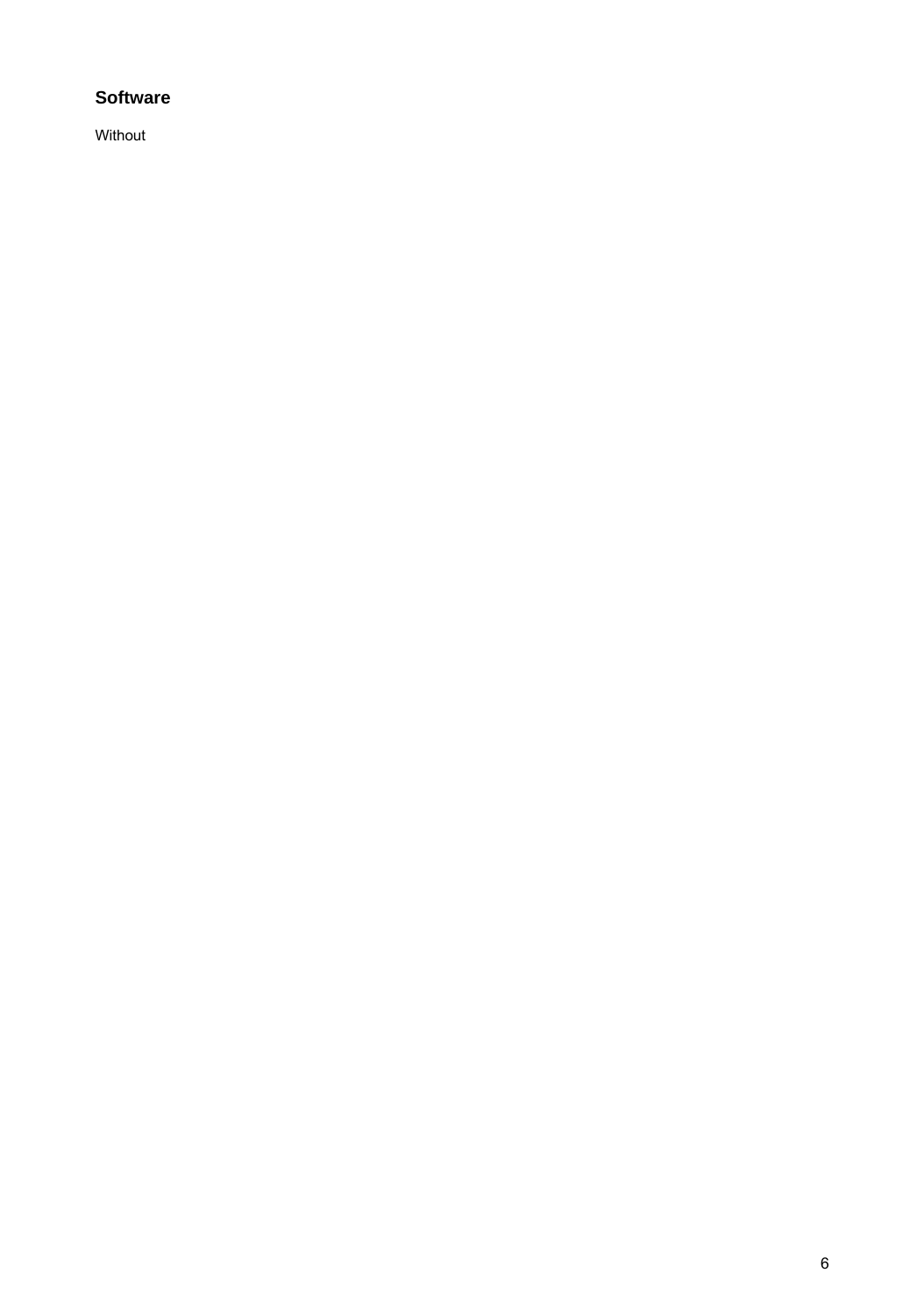## Software

Without